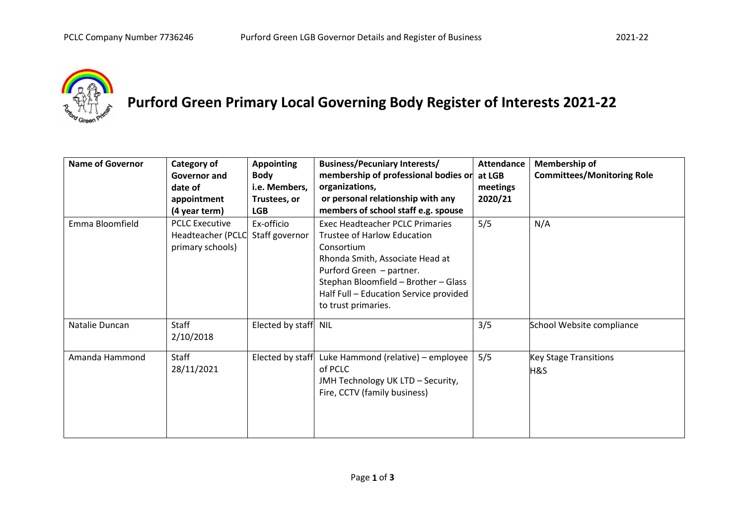# Purford Green Primary Local Governing Body Register of Interests 2021-22

| Name of Governor | Category of Governor and date of appointment (4 year term) | Appointing Body i.e. Members, Trustees, or LGB | Business/Pecuniary Interests/ membership of professional bodies or organizations, or personal relationship with any members of school staff e.g. spouse | Attendance at LGB meetings 2020/21 | Membership of Committees/Monitoring Role |
|---|---|---|---|---|---|
| Emma Bloomfield | PCLC Executive Headteacher (PCLC primary schools) | Ex-officio Staff governor | Exec Headteacher PCLC Primaries<br>Trustee of Harlow Education Consortium<br>Rhonda Smith, Associate Head at Purford Green – partner.<br>Stephan Bloomfield – Brother – Glass Half Full – Education Service provided to trust primaries. | 5/5 | N/A |
| Natalie Duncan | Staff<br>2/10/2018 | Elected by staff | NIL | 3/5 | School Website compliance |
| Amanda Hammond | Staff<br>28/11/2021 | Elected by staff | Luke Hammond (relative) – employee of PCLC<br>JMH Technology UK LTD – Security, Fire, CCTV (family business) | 5/5 | Key Stage Transitions<br>H&S |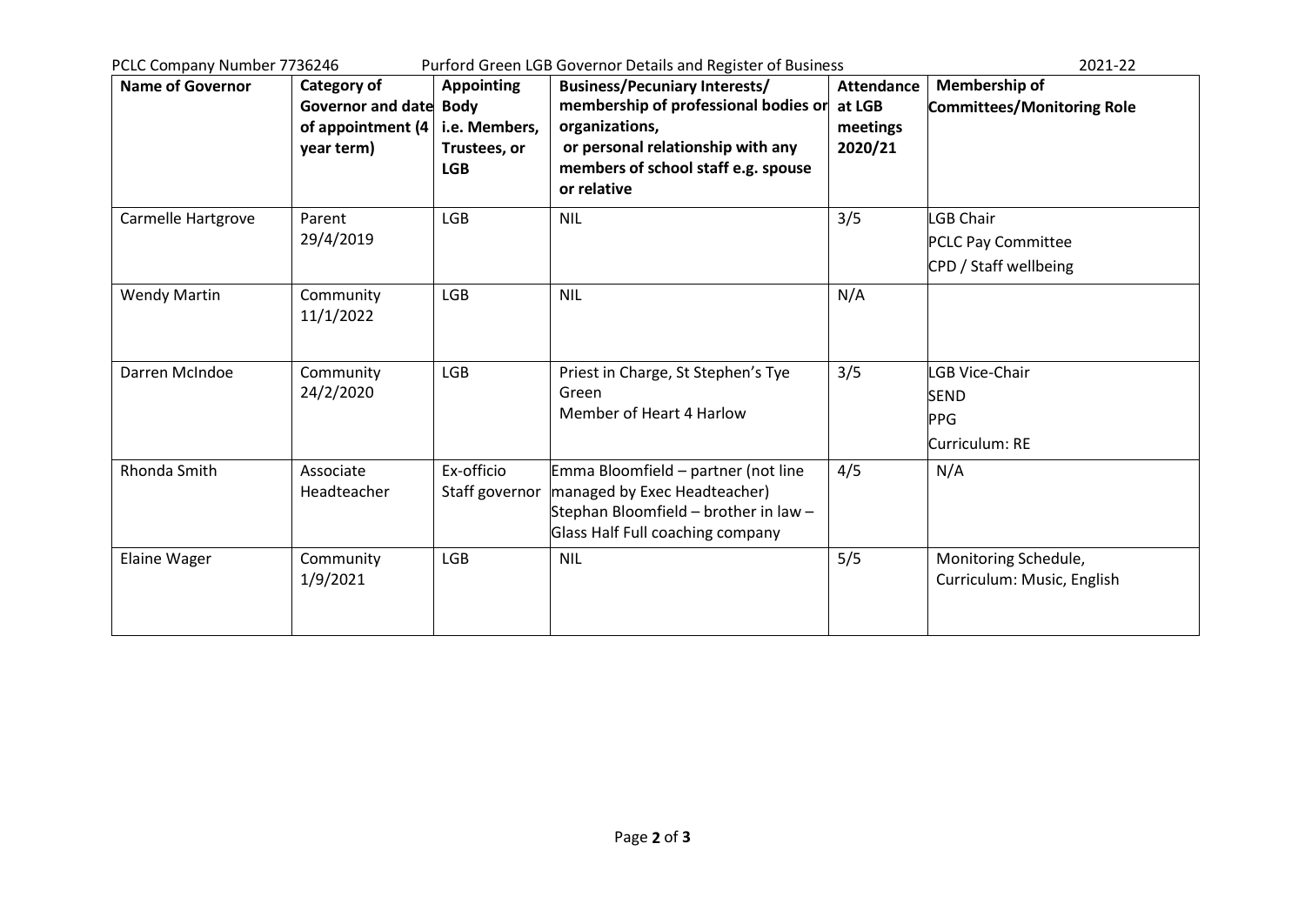| Name of Governor | Category of Governor and date of appointment (4 year term) | Appointing Body i.e. Members, Trustees, or LGB | Business/Pecuniary Interests/ membership of professional bodies or organizations, or personal relationship with any members of school staff e.g. spouse or relative | Attendance at LGB meetings 2020/21 | Membership of Committees/Monitoring Role |
|---|---|---|---|---|---|
| Carmelle Hartgrove | Parent 29/4/2019 | LGB | NIL | 3/5 | LGB Chair<br>PCLC Pay Committee<br>CPD / Staff wellbeing |
| Wendy Martin | Community 11/1/2022 | LGB | NIL | N/A | |
| Darren McIndoe | Community 24/2/2020 | LGB | Priest in Charge, St Stephen's Tye Green<br>Member of Heart 4 Harlow | 3/5 | LGB Vice-Chair<br>SEND<br>PPG<br>Curriculum: RE |
| Rhonda Smith | Associate Headteacher | Ex-officio Staff governor | Emma Bloomfield – partner (not line managed by Exec Headteacher)<br>Stephan Bloomfield – brother in law – Glass Half Full coaching company | 4/5 | N/A |
| Elaine Wager | Community 1/9/2021 | LGB | NIL | 5/5 | Monitoring Schedule, Curriculum: Music, English |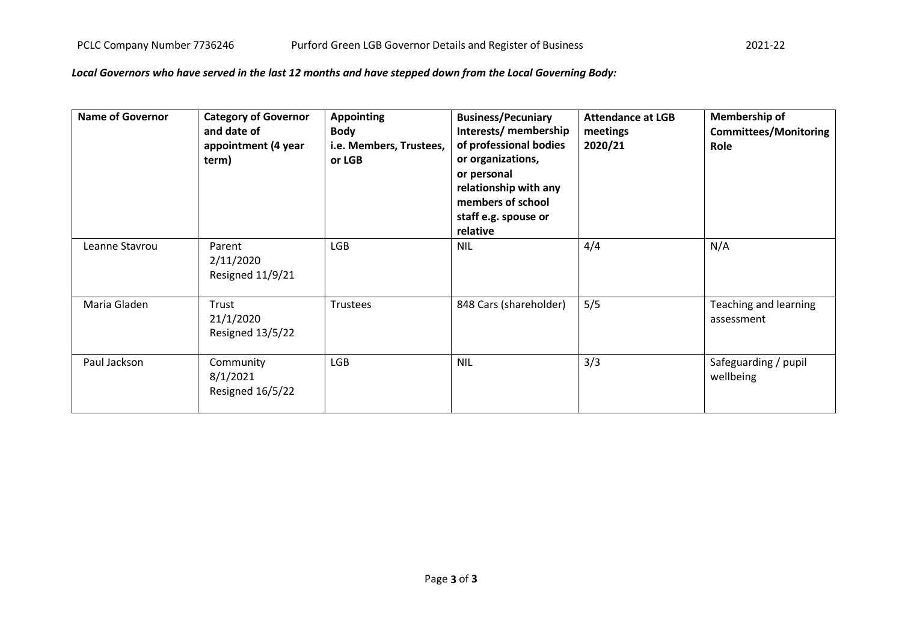*Local Governors who have served in the last 12 months and have stepped down from the Local Governing Body:*

| Name of Governor | Category of Governor and date of appointment (4 year term) | Appointing Body i.e. Members, Trustees, or LGB | Business/Pecuniary Interests/ membership of professional bodies or organizations, or personal relationship with any members of school staff e.g. spouse or relative | Attendance at LGB meetings 2020/21 | Membership of Committees/Monitoring Role |
|---|---|---|---|---|---|
| Leanne Stavrou | Parent 2/11/2020 Resigned 11/9/21 | LGB | NIL | 4/4 | N/A |
| Maria Gladen | Trust 21/1/2020 Resigned 13/5/22 | Trustees | 848 Cars (shareholder) | 5/5 | Teaching and learning assessment |
| Paul Jackson | Community 8/1/2021 Resigned 16/5/22 | LGB | NIL | 3/3 | Safeguarding / pupil wellbeing |